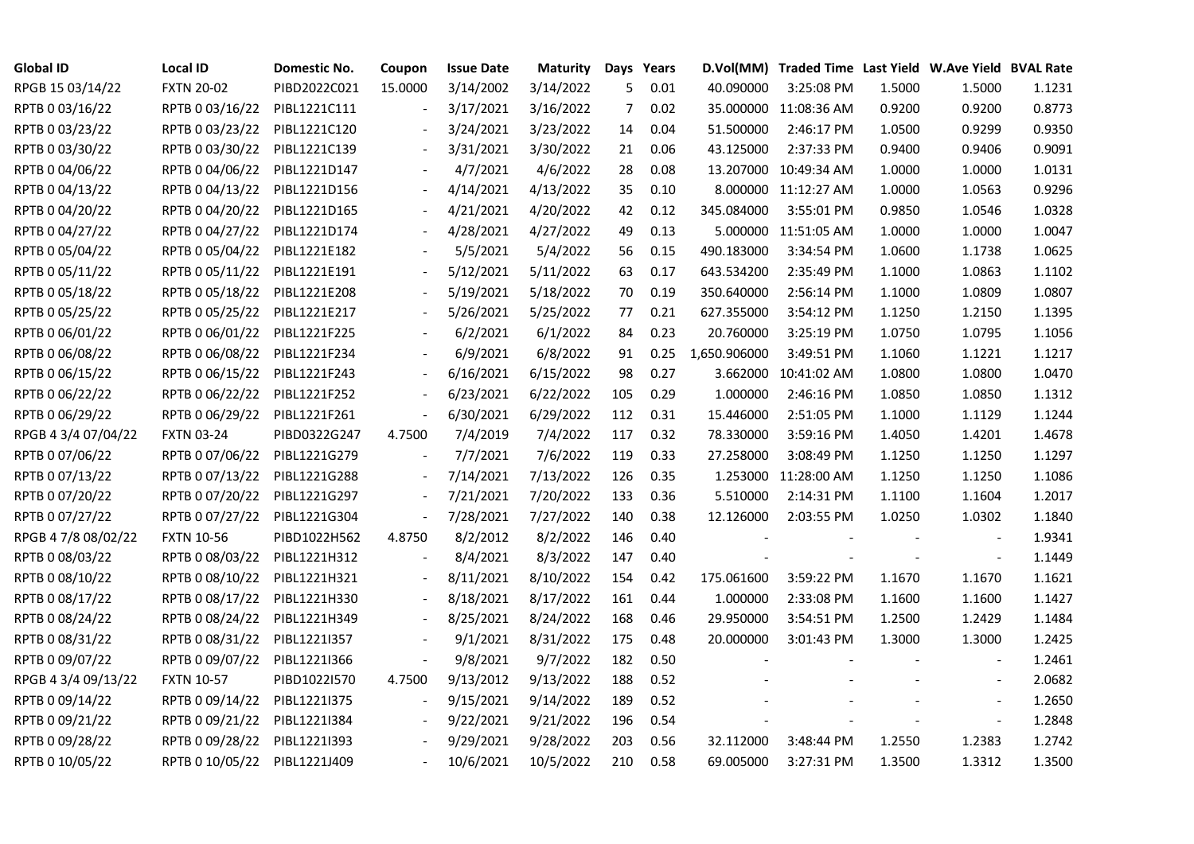| Global ID | Local ID | Domestic No. | Coupon | Issue Date | Maturity | Days | Years | D.Vol(MM) | Traded Time | Last Yield | W.Ave Yield | BVAL Rate |
|---|---|---|---|---|---|---|---|---|---|---|---|---|
| RPGB 15 03/14/22 | FXTN 20-02 | PIBD2022C021 | 15.0000 | 3/14/2002 | 3/14/2022 | 5 | 0.01 | 40.090000 | 3:25:08 PM | 1.5000 | 1.5000 | 1.1231 |
| RPTB 0 03/16/22 | RPTB 0 03/16/22 | PIBL1221C111 | - | 3/17/2021 | 3/16/2022 | 7 | 0.02 | 35.000000 | 11:08:36 AM | 0.9200 | 0.9200 | 0.8773 |
| RPTB 0 03/23/22 | RPTB 0 03/23/22 | PIBL1221C120 | - | 3/24/2021 | 3/23/2022 | 14 | 0.04 | 51.500000 | 2:46:17 PM | 1.0500 | 0.9299 | 0.9350 |
| RPTB 0 03/30/22 | RPTB 0 03/30/22 | PIBL1221C139 | - | 3/31/2021 | 3/30/2022 | 21 | 0.06 | 43.125000 | 2:37:33 PM | 0.9400 | 0.9406 | 0.9091 |
| RPTB 0 04/06/22 | RPTB 0 04/06/22 | PIBL1221D147 | - | 4/7/2021 | 4/6/2022 | 28 | 0.08 | 13.207000 | 10:49:34 AM | 1.0000 | 1.0000 | 1.0131 |
| RPTB 0 04/13/22 | RPTB 0 04/13/22 | PIBL1221D156 | - | 4/14/2021 | 4/13/2022 | 35 | 0.10 | 8.000000 | 11:12:27 AM | 1.0000 | 1.0563 | 0.9296 |
| RPTB 0 04/20/22 | RPTB 0 04/20/22 | PIBL1221D165 | - | 4/21/2021 | 4/20/2022 | 42 | 0.12 | 345.084000 | 3:55:01 PM | 0.9850 | 1.0546 | 1.0328 |
| RPTB 0 04/27/22 | RPTB 0 04/27/22 | PIBL1221D174 | - | 4/28/2021 | 4/27/2022 | 49 | 0.13 | 5.000000 | 11:51:05 AM | 1.0000 | 1.0000 | 1.0047 |
| RPTB 0 05/04/22 | RPTB 0 05/04/22 | PIBL1221E182 | - | 5/5/2021 | 5/4/2022 | 56 | 0.15 | 490.183000 | 3:34:54 PM | 1.0600 | 1.1738 | 1.0625 |
| RPTB 0 05/11/22 | RPTB 0 05/11/22 | PIBL1221E191 | - | 5/12/2021 | 5/11/2022 | 63 | 0.17 | 643.534200 | 2:35:49 PM | 1.1000 | 1.0863 | 1.1102 |
| RPTB 0 05/18/22 | RPTB 0 05/18/22 | PIBL1221E208 | - | 5/19/2021 | 5/18/2022 | 70 | 0.19 | 350.640000 | 2:56:14 PM | 1.1000 | 1.0809 | 1.0807 |
| RPTB 0 05/25/22 | RPTB 0 05/25/22 | PIBL1221E217 | - | 5/26/2021 | 5/25/2022 | 77 | 0.21 | 627.355000 | 3:54:12 PM | 1.1250 | 1.2150 | 1.1395 |
| RPTB 0 06/01/22 | RPTB 0 06/01/22 | PIBL1221F225 | - | 6/2/2021 | 6/1/2022 | 84 | 0.23 | 20.760000 | 3:25:19 PM | 1.0750 | 1.0795 | 1.1056 |
| RPTB 0 06/08/22 | RPTB 0 06/08/22 | PIBL1221F234 | - | 6/9/2021 | 6/8/2022 | 91 | 0.25 | 1,650.906000 | 3:49:51 PM | 1.1060 | 1.1221 | 1.1217 |
| RPTB 0 06/15/22 | RPTB 0 06/15/22 | PIBL1221F243 | - | 6/16/2021 | 6/15/2022 | 98 | 0.27 | 3.662000 | 10:41:02 AM | 1.0800 | 1.0800 | 1.0470 |
| RPTB 0 06/22/22 | RPTB 0 06/22/22 | PIBL1221F252 | - | 6/23/2021 | 6/22/2022 | 105 | 0.29 | 1.000000 | 2:46:16 PM | 1.0850 | 1.0850 | 1.1312 |
| RPTB 0 06/29/22 | RPTB 0 06/29/22 | PIBL1221F261 | - | 6/30/2021 | 6/29/2022 | 112 | 0.31 | 15.446000 | 2:51:05 PM | 1.1000 | 1.1129 | 1.1244 |
| RPGB 4 3/4 07/04/22 | FXTN 03-24 | PIBD0322G247 | 4.7500 | 7/4/2019 | 7/4/2022 | 117 | 0.32 | 78.330000 | 3:59:16 PM | 1.4050 | 1.4201 | 1.4678 |
| RPTB 0 07/06/22 | RPTB 0 07/06/22 | PIBL1221G279 | - | 7/7/2021 | 7/6/2022 | 119 | 0.33 | 27.258000 | 3:08:49 PM | 1.1250 | 1.1250 | 1.1297 |
| RPTB 0 07/13/22 | RPTB 0 07/13/22 | PIBL1221G288 | - | 7/14/2021 | 7/13/2022 | 126 | 0.35 | 1.253000 | 11:28:00 AM | 1.1250 | 1.1250 | 1.1086 |
| RPTB 0 07/20/22 | RPTB 0 07/20/22 | PIBL1221G297 | - | 7/21/2021 | 7/20/2022 | 133 | 0.36 | 5.510000 | 2:14:31 PM | 1.1100 | 1.1604 | 1.2017 |
| RPTB 0 07/27/22 | RPTB 0 07/27/22 | PIBL1221G304 | - | 7/28/2021 | 7/27/2022 | 140 | 0.38 | 12.126000 | 2:03:55 PM | 1.0250 | 1.0302 | 1.1840 |
| RPGB 4 7/8 08/02/22 | FXTN 10-56 | PIBD1022H562 | 4.8750 | 8/2/2012 | 8/2/2022 | 146 | 0.40 | - | - | - | - | 1.9341 |
| RPTB 0 08/03/22 | RPTB 0 08/03/22 | PIBL1221H312 | - | 8/4/2021 | 8/3/2022 | 147 | 0.40 | - | - | - | - | 1.1449 |
| RPTB 0 08/10/22 | RPTB 0 08/10/22 | PIBL1221H321 | - | 8/11/2021 | 8/10/2022 | 154 | 0.42 | 175.061600 | 3:59:22 PM | 1.1670 | 1.1670 | 1.1621 |
| RPTB 0 08/17/22 | RPTB 0 08/17/22 | PIBL1221H330 | - | 8/18/2021 | 8/17/2022 | 161 | 0.44 | 1.000000 | 2:33:08 PM | 1.1600 | 1.1600 | 1.1427 |
| RPTB 0 08/24/22 | RPTB 0 08/24/22 | PIBL1221H349 | - | 8/25/2021 | 8/24/2022 | 168 | 0.46 | 29.950000 | 3:54:51 PM | 1.2500 | 1.2429 | 1.1484 |
| RPTB 0 08/31/22 | RPTB 0 08/31/22 | PIBL1221I357 | - | 9/1/2021 | 8/31/2022 | 175 | 0.48 | 20.000000 | 3:01:43 PM | 1.3000 | 1.3000 | 1.2425 |
| RPTB 0 09/07/22 | RPTB 0 09/07/22 | PIBL1221I366 | - | 9/8/2021 | 9/7/2022 | 182 | 0.50 | - | - | - | - | 1.2461 |
| RPGB 4 3/4 09/13/22 | FXTN 10-57 | PIBD1022I570 | 4.7500 | 9/13/2012 | 9/13/2022 | 188 | 0.52 | - | - | - | - | 2.0682 |
| RPTB 0 09/14/22 | RPTB 0 09/14/22 | PIBL1221I375 | - | 9/15/2021 | 9/14/2022 | 189 | 0.52 | - | - | - | - | 1.2650 |
| RPTB 0 09/21/22 | RPTB 0 09/21/22 | PIBL1221I384 | - | 9/22/2021 | 9/21/2022 | 196 | 0.54 | - | - | - | - | 1.2848 |
| RPTB 0 09/28/22 | RPTB 0 09/28/22 | PIBL1221I393 | - | 9/29/2021 | 9/28/2022 | 203 | 0.56 | 32.112000 | 3:48:44 PM | 1.2550 | 1.2383 | 1.2742 |
| RPTB 0 10/05/22 | RPTB 0 10/05/22 | PIBL1221J409 | - | 10/6/2021 | 10/5/2022 | 210 | 0.58 | 69.005000 | 3:27:31 PM | 1.3500 | 1.3312 | 1.3500 |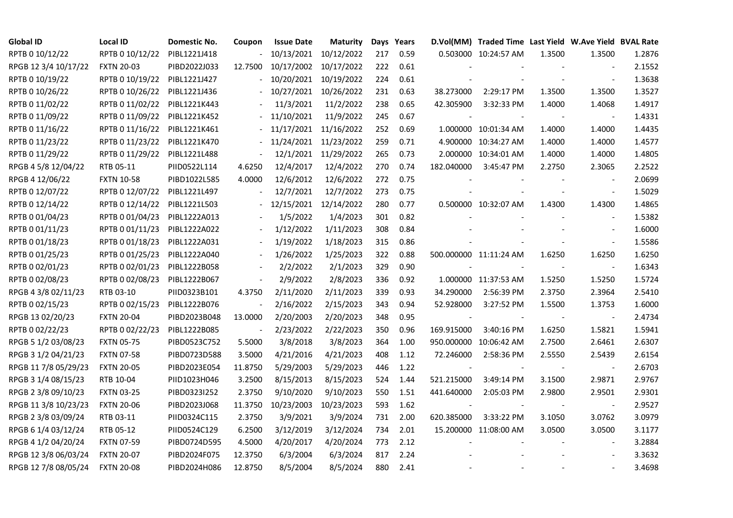| Global ID | Local ID | Domestic No. | Coupon | Issue Date | Maturity | Days | Years | D.Vol(MM) | Traded Time | Last Yield | W.Ave Yield | BVAL Rate |
|---|---|---|---|---|---|---|---|---|---|---|---|---|
| RPTB 0 10/12/22 | RPTB 0 10/12/22 | PIBL1221J418 | - | 10/13/2021 | 10/12/2022 | 217 | 0.59 | 0.503000 | 10:24:57 AM | 1.3500 | 1.3500 | 1.2876 |
| RPGB 12 3/4 10/17/22 | FXTN 20-03 | PIBD2022J033 | 12.7500 | 10/17/2002 | 10/17/2022 | 222 | 0.61 | - | - | - | - | 2.1552 |
| RPTB 0 10/19/22 | RPTB 0 10/19/22 | PIBL1221J427 | - | 10/20/2021 | 10/19/2022 | 224 | 0.61 | - | - | - | - | 1.3638 |
| RPTB 0 10/26/22 | RPTB 0 10/26/22 | PIBL1221J436 | - | 10/27/2021 | 10/26/2022 | 231 | 0.63 | 38.273000 | 2:29:17 PM | 1.3500 | 1.3500 | 1.3527 |
| RPTB 0 11/02/22 | RPTB 0 11/02/22 | PIBL1221K443 | - | 11/3/2021 | 11/2/2022 | 238 | 0.65 | 42.305900 | 3:32:33 PM | 1.4000 | 1.4068 | 1.4917 |
| RPTB 0 11/09/22 | RPTB 0 11/09/22 | PIBL1221K452 | - | 11/10/2021 | 11/9/2022 | 245 | 0.67 | - | - | - | - | 1.4331 |
| RPTB 0 11/16/22 | RPTB 0 11/16/22 | PIBL1221K461 | - | 11/17/2021 | 11/16/2022 | 252 | 0.69 | 1.000000 | 10:01:34 AM | 1.4000 | 1.4000 | 1.4435 |
| RPTB 0 11/23/22 | RPTB 0 11/23/22 | PIBL1221K470 | - | 11/24/2021 | 11/23/2022 | 259 | 0.71 | 4.900000 | 10:34:27 AM | 1.4000 | 1.4000 | 1.4577 |
| RPTB 0 11/29/22 | RPTB 0 11/29/22 | PIBL1221L488 | - | 12/1/2021 | 11/29/2022 | 265 | 0.73 | 2.000000 | 10:34:01 AM | 1.4000 | 1.4000 | 1.4805 |
| RPGB 4 5/8 12/04/22 | RTB 05-11 | PIID0522L114 | 4.6250 | 12/4/2017 | 12/4/2022 | 270 | 0.74 | 182.040000 | 3:45:47 PM | 2.2750 | 2.3065 | 2.2522 |
| RPGB 4 12/06/22 | FXTN 10-58 | PIBD1022L585 | 4.0000 | 12/6/2012 | 12/6/2022 | 272 | 0.75 | - | - | - | - | 2.0699 |
| RPTB 0 12/07/22 | RPTB 0 12/07/22 | PIBL1221L497 | - | 12/7/2021 | 12/7/2022 | 273 | 0.75 | - | - | - | - | 1.5029 |
| RPTB 0 12/14/22 | RPTB 0 12/14/22 | PIBL1221L503 | - | 12/15/2021 | 12/14/2022 | 280 | 0.77 | 0.500000 | 10:32:07 AM | 1.4300 | 1.4300 | 1.4865 |
| RPTB 0 01/04/23 | RPTB 0 01/04/23 | PIBL1222A013 | - | 1/5/2022 | 1/4/2023 | 301 | 0.82 | - | - | - | - | 1.5382 |
| RPTB 0 01/11/23 | RPTB 0 01/11/23 | PIBL1222A022 | - | 1/12/2022 | 1/11/2023 | 308 | 0.84 | - | - | - | - | 1.6000 |
| RPTB 0 01/18/23 | RPTB 0 01/18/23 | PIBL1222A031 | - | 1/19/2022 | 1/18/2023 | 315 | 0.86 | - | - | - | - | 1.5586 |
| RPTB 0 01/25/23 | RPTB 0 01/25/23 | PIBL1222A040 | - | 1/26/2022 | 1/25/2023 | 322 | 0.88 | 500.000000 | 11:11:24 AM | 1.6250 | 1.6250 | 1.6250 |
| RPTB 0 02/01/23 | RPTB 0 02/01/23 | PIBL1222B058 | - | 2/2/2022 | 2/1/2023 | 329 | 0.90 | - | - | - | - | 1.6343 |
| RPTB 0 02/08/23 | RPTB 0 02/08/23 | PIBL1222B067 | - | 2/9/2022 | 2/8/2023 | 336 | 0.92 | 1.000000 | 11:37:53 AM | 1.5250 | 1.5250 | 1.5724 |
| RPGB 4 3/8 02/11/23 | RTB 03-10 | PIID0323B101 | 4.3750 | 2/11/2020 | 2/11/2023 | 339 | 0.93 | 34.290000 | 2:56:39 PM | 2.3750 | 2.3964 | 2.5410 |
| RPTB 0 02/15/23 | RPTB 0 02/15/23 | PIBL1222B076 | - | 2/16/2022 | 2/15/2023 | 343 | 0.94 | 52.928000 | 3:27:52 PM | 1.5500 | 1.3753 | 1.6000 |
| RPGB 13 02/20/23 | FXTN 20-04 | PIBD2023B048 | 13.0000 | 2/20/2003 | 2/20/2023 | 348 | 0.95 | - | - | - | - | 2.4734 |
| RPTB 0 02/22/23 | RPTB 0 02/22/23 | PIBL1222B085 | - | 2/23/2022 | 2/22/2023 | 350 | 0.96 | 169.915000 | 3:40:16 PM | 1.6250 | 1.5821 | 1.5941 |
| RPGB 5 1/2 03/08/23 | FXTN 05-75 | PIBD0523C752 | 5.5000 | 3/8/2018 | 3/8/2023 | 364 | 1.00 | 950.000000 | 10:06:42 AM | 2.7500 | 2.6461 | 2.6307 |
| RPGB 3 1/2 04/21/23 | FXTN 07-58 | PIBD0723D588 | 3.5000 | 4/21/2016 | 4/21/2023 | 408 | 1.12 | 72.246000 | 2:58:36 PM | 2.5550 | 2.5439 | 2.6154 |
| RPGB 11 7/8 05/29/23 | FXTN 20-05 | PIBD2023E054 | 11.8750 | 5/29/2003 | 5/29/2023 | 446 | 1.22 | - | - | - | - | 2.6703 |
| RPGB 3 1/4 08/15/23 | RTB 10-04 | PIID1023H046 | 3.2500 | 8/15/2013 | 8/15/2023 | 524 | 1.44 | 521.215000 | 3:49:14 PM | 3.1500 | 2.9871 | 2.9767 |
| RPGB 2 3/8 09/10/23 | FXTN 03-25 | PIBD0323I252 | 2.3750 | 9/10/2020 | 9/10/2023 | 550 | 1.51 | 441.640000 | 2:05:03 PM | 2.9800 | 2.9501 | 2.9301 |
| RPGB 11 3/8 10/23/23 | FXTN 20-06 | PIBD2023J068 | 11.3750 | 10/23/2003 | 10/23/2023 | 593 | 1.62 | - | - | - | - | 2.9527 |
| RPGB 2 3/8 03/09/24 | RTB 03-11 | PIID0324C115 | 2.3750 | 3/9/2021 | 3/9/2024 | 731 | 2.00 | 620.385000 | 3:33:22 PM | 3.1050 | 3.0762 | 3.0979 |
| RPGB 6 1/4 03/12/24 | RTB 05-12 | PIID0524C129 | 6.2500 | 3/12/2019 | 3/12/2024 | 734 | 2.01 | 15.200000 | 11:08:00 AM | 3.0500 | 3.0500 | 3.1177 |
| RPGB 4 1/2 04/20/24 | FXTN 07-59 | PIBD0724D595 | 4.5000 | 4/20/2017 | 4/20/2024 | 773 | 2.12 | - | - | - | - | 3.2884 |
| RPGB 12 3/8 06/03/24 | FXTN 20-07 | PIBD2024F075 | 12.3750 | 6/3/2004 | 6/3/2024 | 817 | 2.24 | - | - | - | - | 3.3632 |
| RPGB 12 7/8 08/05/24 | FXTN 20-08 | PIBD2024H086 | 12.8750 | 8/5/2004 | 8/5/2024 | 880 | 2.41 | - | - | - | - | 3.4698 |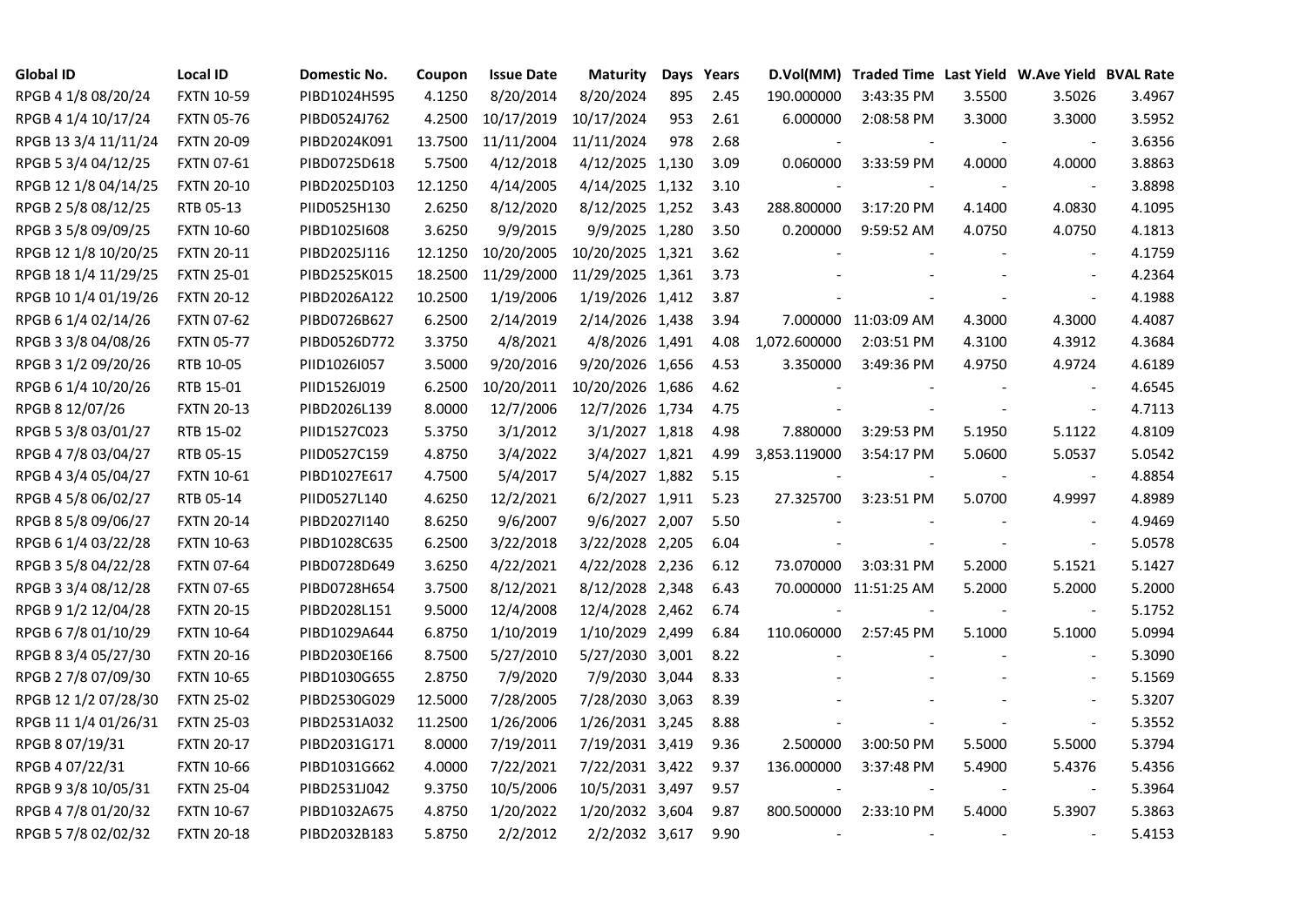| Global ID | Local ID | Domestic No. | Coupon | Issue Date | Maturity | Days | Years | D.Vol(MM) | Traded Time | Last Yield | W.Ave Yield | BVAL Rate |
|---|---|---|---|---|---|---|---|---|---|---|---|---|
| RPGB 4 1/8 08/20/24 | FXTN 10-59 | PIBD1024H595 | 4.1250 | 8/20/2014 | 8/20/2024 | 895 | 2.45 | 190.000000 | 3:43:35 PM | 3.5500 | 3.5026 | 3.4967 |
| RPGB 4 1/4 10/17/24 | FXTN 05-76 | PIBD0524J762 | 4.2500 | 10/17/2019 | 10/17/2024 | 953 | 2.61 | 6.000000 | 2:08:58 PM | 3.3000 | 3.3000 | 3.5952 |
| RPGB 13 3/4 11/11/24 | FXTN 20-09 | PIBD2024K091 | 13.7500 | 11/11/2004 | 11/11/2024 | 978 | 2.68 | - | - | - | - | 3.6356 |
| RPGB 5 3/4 04/12/25 | FXTN 07-61 | PIBD0725D618 | 5.7500 | 4/12/2018 | 4/12/2025 | 1,130 | 3.09 | 0.060000 | 3:33:59 PM | 4.0000 | 4.0000 | 3.8863 |
| RPGB 12 1/8 04/14/25 | FXTN 20-10 | PIBD2025D103 | 12.1250 | 4/14/2005 | 4/14/2025 | 1,132 | 3.10 | - | - | - | - | 3.8898 |
| RPGB 2 5/8 08/12/25 | RTB 05-13 | PIID0525H130 | 2.6250 | 8/12/2020 | 8/12/2025 | 1,252 | 3.43 | 288.800000 | 3:17:20 PM | 4.1400 | 4.0830 | 4.1095 |
| RPGB 3 5/8 09/09/25 | FXTN 10-60 | PIBD1025I608 | 3.6250 | 9/9/2015 | 9/9/2025 | 1,280 | 3.50 | 0.200000 | 9:59:52 AM | 4.0750 | 4.0750 | 4.1813 |
| RPGB 12 1/8 10/20/25 | FXTN 20-11 | PIBD2025J116 | 12.1250 | 10/20/2005 | 10/20/2025 | 1,321 | 3.62 | - | - | - | - | 4.1759 |
| RPGB 18 1/4 11/29/25 | FXTN 25-01 | PIBD2525K015 | 18.2500 | 11/29/2000 | 11/29/2025 | 1,361 | 3.73 | - | - | - | - | 4.2364 |
| RPGB 10 1/4 01/19/26 | FXTN 20-12 | PIBD2026A122 | 10.2500 | 1/19/2006 | 1/19/2026 | 1,412 | 3.87 | - | - | - | - | 4.1988 |
| RPGB 6 1/4 02/14/26 | FXTN 07-62 | PIBD0726B627 | 6.2500 | 2/14/2019 | 2/14/2026 | 1,438 | 3.94 | 7.000000 | 11:03:09 AM | 4.3000 | 4.3000 | 4.4087 |
| RPGB 3 3/8 04/08/26 | FXTN 05-77 | PIBD0526D772 | 3.3750 | 4/8/2021 | 4/8/2026 | 1,491 | 4.08 | 1,072.600000 | 2:03:51 PM | 4.3100 | 4.3912 | 4.3684 |
| RPGB 3 1/2 09/20/26 | RTB 10-05 | PIID1026I057 | 3.5000 | 9/20/2016 | 9/20/2026 | 1,656 | 4.53 | 3.350000 | 3:49:36 PM | 4.9750 | 4.9724 | 4.6189 |
| RPGB 6 1/4 10/20/26 | RTB 15-01 | PIID1526J019 | 6.2500 | 10/20/2011 | 10/20/2026 | 1,686 | 4.62 | - | - | - | - | 4.6545 |
| RPGB 8 12/07/26 | FXTN 20-13 | PIBD2026L139 | 8.0000 | 12/7/2006 | 12/7/2026 | 1,734 | 4.75 | - | - | - | - | 4.7113 |
| RPGB 5 3/8 03/01/27 | RTB 15-02 | PIID1527C023 | 5.3750 | 3/1/2012 | 3/1/2027 | 1,818 | 4.98 | 7.880000 | 3:29:53 PM | 5.1950 | 5.1122 | 4.8109 |
| RPGB 4 7/8 03/04/27 | RTB 05-15 | PIID0527C159 | 4.8750 | 3/4/2022 | 3/4/2027 | 1,821 | 4.99 | 3,853.119000 | 3:54:17 PM | 5.0600 | 5.0537 | 5.0542 |
| RPGB 4 3/4 05/04/27 | FXTN 10-61 | PIBD1027E617 | 4.7500 | 5/4/2017 | 5/4/2027 | 1,882 | 5.15 | - | - | - | - | 4.8854 |
| RPGB 4 5/8 06/02/27 | RTB 05-14 | PIID0527L140 | 4.6250 | 12/2/2021 | 6/2/2027 | 1,911 | 5.23 | 27.325700 | 3:23:51 PM | 5.0700 | 4.9997 | 4.8989 |
| RPGB 8 5/8 09/06/27 | FXTN 20-14 | PIBD2027I140 | 8.6250 | 9/6/2007 | 9/6/2027 | 2,007 | 5.50 | - | - | - | - | 4.9469 |
| RPGB 6 1/4 03/22/28 | FXTN 10-63 | PIBD1028C635 | 6.2500 | 3/22/2018 | 3/22/2028 | 2,205 | 6.04 | - | - | - | - | 5.0578 |
| RPGB 3 5/8 04/22/28 | FXTN 07-64 | PIBD0728D649 | 3.6250 | 4/22/2021 | 4/22/2028 | 2,236 | 6.12 | 73.070000 | 3:03:31 PM | 5.2000 | 5.1521 | 5.1427 |
| RPGB 3 3/4 08/12/28 | FXTN 07-65 | PIBD0728H654 | 3.7500 | 8/12/2021 | 8/12/2028 | 2,348 | 6.43 | 70.000000 | 11:51:25 AM | 5.2000 | 5.2000 | 5.2000 |
| RPGB 9 1/2 12/04/28 | FXTN 20-15 | PIBD2028L151 | 9.5000 | 12/4/2008 | 12/4/2028 | 2,462 | 6.74 | - | - | - | - | 5.1752 |
| RPGB 6 7/8 01/10/29 | FXTN 10-64 | PIBD1029A644 | 6.8750 | 1/10/2019 | 1/10/2029 | 2,499 | 6.84 | 110.060000 | 2:57:45 PM | 5.1000 | 5.1000 | 5.0994 |
| RPGB 8 3/4 05/27/30 | FXTN 20-16 | PIBD2030E166 | 8.7500 | 5/27/2010 | 5/27/2030 | 3,001 | 8.22 | - | - | - | - | 5.3090 |
| RPGB 2 7/8 07/09/30 | FXTN 10-65 | PIBD1030G655 | 2.8750 | 7/9/2020 | 7/9/2030 | 3,044 | 8.33 | - | - | - | - | 5.1569 |
| RPGB 12 1/2 07/28/30 | FXTN 25-02 | PIBD2530G029 | 12.5000 | 7/28/2005 | 7/28/2030 | 3,063 | 8.39 | - | - | - | - | 5.3207 |
| RPGB 11 1/4 01/26/31 | FXTN 25-03 | PIBD2531A032 | 11.2500 | 1/26/2006 | 1/26/2031 | 3,245 | 8.88 | - | - | - | - | 5.3552 |
| RPGB 8 07/19/31 | FXTN 20-17 | PIBD2031G171 | 8.0000 | 7/19/2011 | 7/19/2031 | 3,419 | 9.36 | 2.500000 | 3:00:50 PM | 5.5000 | 5.5000 | 5.3794 |
| RPGB 4 07/22/31 | FXTN 10-66 | PIBD1031G662 | 4.0000 | 7/22/2021 | 7/22/2031 | 3,422 | 9.37 | 136.000000 | 3:37:48 PM | 5.4900 | 5.4376 | 5.4356 |
| RPGB 9 3/8 10/05/31 | FXTN 25-04 | PIBD2531J042 | 9.3750 | 10/5/2006 | 10/5/2031 | 3,497 | 9.57 | - | - | - | - | 5.3964 |
| RPGB 4 7/8 01/20/32 | FXTN 10-67 | PIBD1032A675 | 4.8750 | 1/20/2022 | 1/20/2032 | 3,604 | 9.87 | 800.500000 | 2:33:10 PM | 5.4000 | 5.3907 | 5.3863 |
| RPGB 5 7/8 02/02/32 | FXTN 20-18 | PIBD2032B183 | 5.8750 | 2/2/2012 | 2/2/2032 | 3,617 | 9.90 | - | - | - | - | 5.4153 |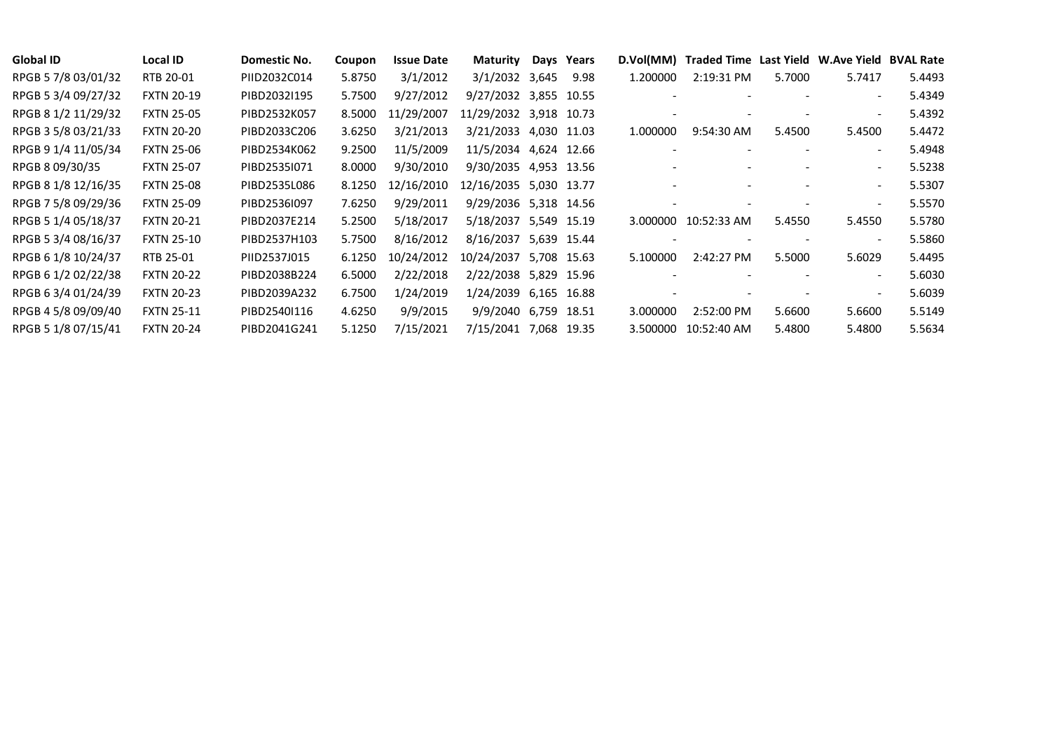| Global ID | Local ID | Domestic No. | Coupon | Issue Date | Maturity | Days | Years | D.Vol(MM) | Traded Time | Last Yield | W.Ave Yield | BVAL Rate |
|---|---|---|---|---|---|---|---|---|---|---|---|---|
| RPGB 5 7/8 03/01/32 | RTB 20-01 | PIID2032C014 | 5.8750 | 3/1/2012 | 3/1/2032 | 3,645 | 9.98 | 1.200000 | 2:19:31 PM | 5.7000 | 5.7417 | 5.4493 |
| RPGB 5 3/4 09/27/32 | FXTN 20-19 | PIBD2032I195 | 5.7500 | 9/27/2012 | 9/27/2032 | 3,855 | 10.55 | - | - | - | - | 5.4349 |
| RPGB 8 1/2 11/29/32 | FXTN 25-05 | PIBD2532K057 | 8.5000 | 11/29/2007 | 11/29/2032 | 3,918 | 10.73 | - | - | - | - | 5.4392 |
| RPGB 3 5/8 03/21/33 | FXTN 20-20 | PIBD2033C206 | 3.6250 | 3/21/2013 | 3/21/2033 | 4,030 | 11.03 | 1.000000 | 9:54:30 AM | 5.4500 | 5.4500 | 5.4472 |
| RPGB 9 1/4 11/05/34 | FXTN 25-06 | PIBD2534K062 | 9.2500 | 11/5/2009 | 11/5/2034 | 4,624 | 12.66 | - | - | - | - | 5.4948 |
| RPGB 8 09/30/35 | FXTN 25-07 | PIBD2535I071 | 8.0000 | 9/30/2010 | 9/30/2035 | 4,953 | 13.56 | - | - | - | - | 5.5238 |
| RPGB 8 1/8 12/16/35 | FXTN 25-08 | PIBD2535L086 | 8.1250 | 12/16/2010 | 12/16/2035 | 5,030 | 13.77 | - | - | - | - | 5.5307 |
| RPGB 7 5/8 09/29/36 | FXTN 25-09 | PIBD2536I097 | 7.6250 | 9/29/2011 | 9/29/2036 | 5,318 | 14.56 | - | - | - | - | 5.5570 |
| RPGB 5 1/4 05/18/37 | FXTN 20-21 | PIBD2037E214 | 5.2500 | 5/18/2017 | 5/18/2037 | 5,549 | 15.19 | 3.000000 | 10:52:33 AM | 5.4550 | 5.4550 | 5.5780 |
| RPGB 5 3/4 08/16/37 | FXTN 25-10 | PIBD2537H103 | 5.7500 | 8/16/2012 | 8/16/2037 | 5,639 | 15.44 | - | - | - | - | 5.5860 |
| RPGB 6 1/8 10/24/37 | RTB 25-01 | PIID2537J015 | 6.1250 | 10/24/2012 | 10/24/2037 | 5,708 | 15.63 | 5.100000 | 2:42:27 PM | 5.5000 | 5.6029 | 5.4495 |
| RPGB 6 1/2 02/22/38 | FXTN 20-22 | PIBD2038B224 | 6.5000 | 2/22/2018 | 2/22/2038 | 5,829 | 15.96 | - | - | - | - | 5.6030 |
| RPGB 6 3/4 01/24/39 | FXTN 20-23 | PIBD2039A232 | 6.7500 | 1/24/2019 | 1/24/2039 | 6,165 | 16.88 | - | - | - | - | 5.6039 |
| RPGB 4 5/8 09/09/40 | FXTN 25-11 | PIBD2540I116 | 4.6250 | 9/9/2015 | 9/9/2040 | 6,759 | 18.51 | 3.000000 | 2:52:00 PM | 5.6600 | 5.6600 | 5.5149 |
| RPGB 5 1/8 07/15/41 | FXTN 20-24 | PIBD2041G241 | 5.1250 | 7/15/2021 | 7/15/2041 | 7,068 | 19.35 | 3.500000 | 10:52:40 AM | 5.4800 | 5.4800 | 5.5634 |